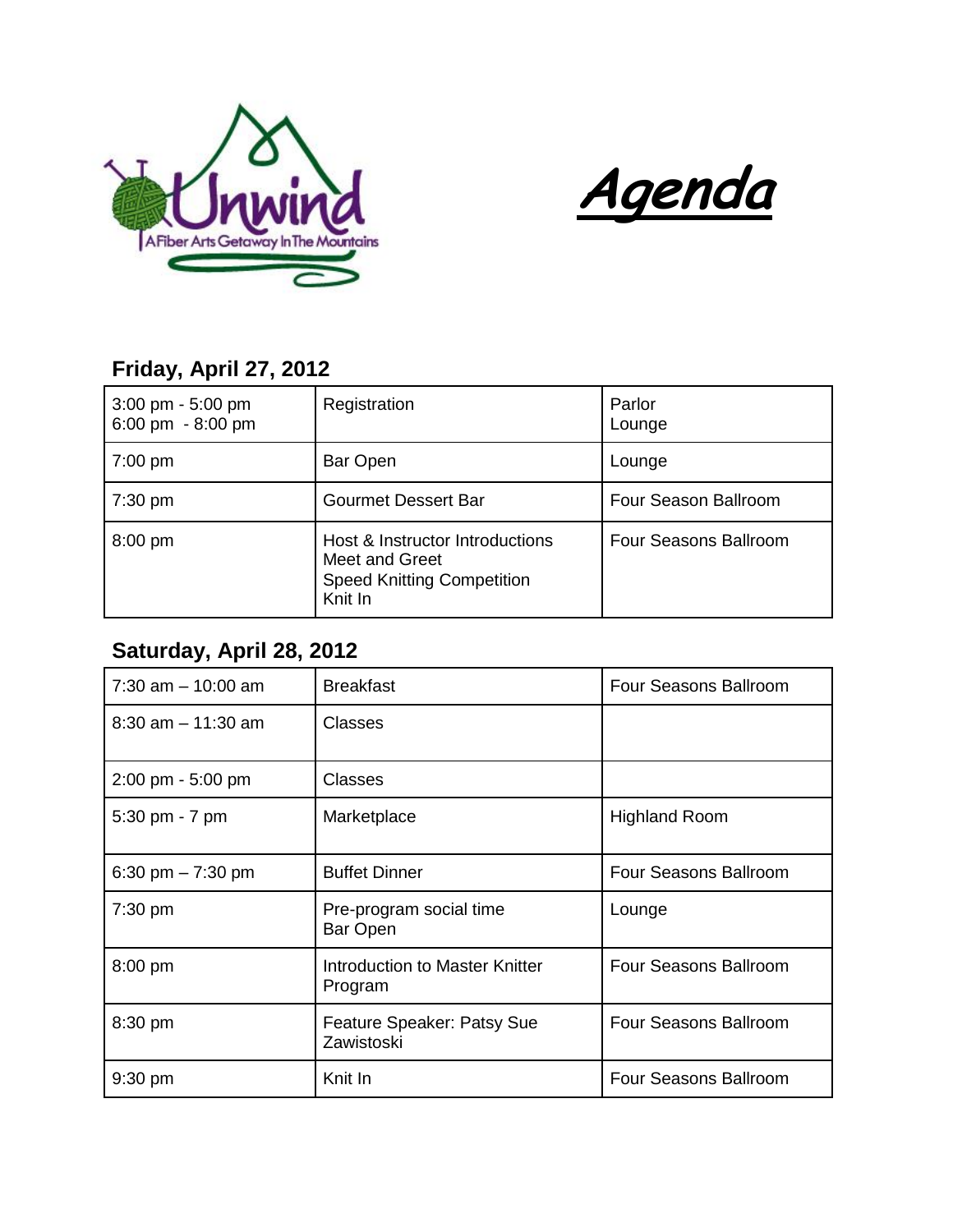Unwind

A Fiber Arts Getaway In The Mountains

# ***Agenda***

## Friday, April 27, 2012

| | | |
|---|---|---|
| 3:00 pm - 5:00 pm<br>6:00 pm - 8:00 pm | Registration | Parlor<br>Lounge |
| 7:00 pm | Bar Open | Lounge |
| 7:30 pm | Gourmet Dessert Bar | Four Season Ballroom |
| 8:00 pm | Host & Instructor Introductions<br>Meet and Greet<br>Speed Knitting Competition<br>Knit In | Four Seasons Ballroom |

## Saturday, April 28, 2012

| | | |
|---|---|---|
| 7:30 am – 10:00 am | Breakfast | Four Seasons Ballroom |
| 8:30 am – 11:30 am | Classes | |
| 2:00 pm - 5:00 pm | Classes | |
| 5:30 pm - 7 pm | Marketplace | Highland Room |
| 6:30 pm – 7:30 pm | Buffet Dinner | Four Seasons Ballroom |
| 7:30 pm | Pre-program social time<br>Bar Open | Lounge |
| 8:00 pm | Introduction to Master Knitter Program | Four Seasons Ballroom |
| 8:30 pm | Feature Speaker: Patsy Sue Zawistoski | Four Seasons Ballroom |
| 9:30 pm | Knit In | Four Seasons Ballroom |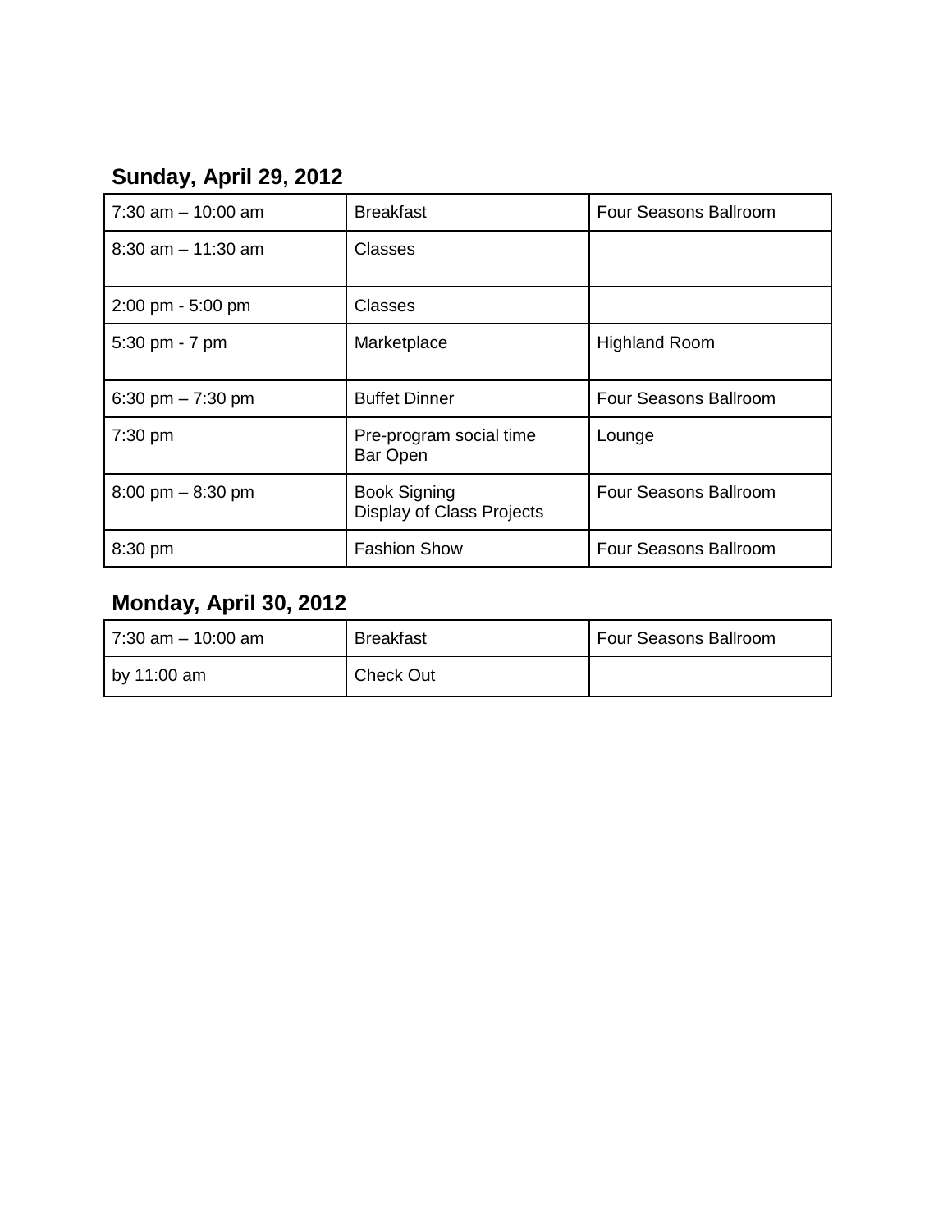## Sunday, April 29, 2012

| | | |
|---|---|---|
| 7:30 am – 10:00 am | Breakfast | Four Seasons Ballroom |
| 8:30 am – 11:30 am | Classes | |
| 2:00 pm - 5:00 pm | Classes | |
| 5:30 pm - 7 pm | Marketplace | Highland Room |
| 6:30 pm – 7:30 pm | Buffet Dinner | Four Seasons Ballroom |
| 7:30 pm | Pre-program social time<br>Bar Open | Lounge |
| 8:00 pm – 8:30 pm | Book Signing<br>Display of Class Projects | Four Seasons Ballroom |
| 8:30 pm | Fashion Show | Four Seasons Ballroom |

## Monday, April 30, 2012

| | | |
|---|---|---|
| 7:30 am – 10:00 am | Breakfast | Four Seasons Ballroom |
| by 11:00 am | Check Out | |